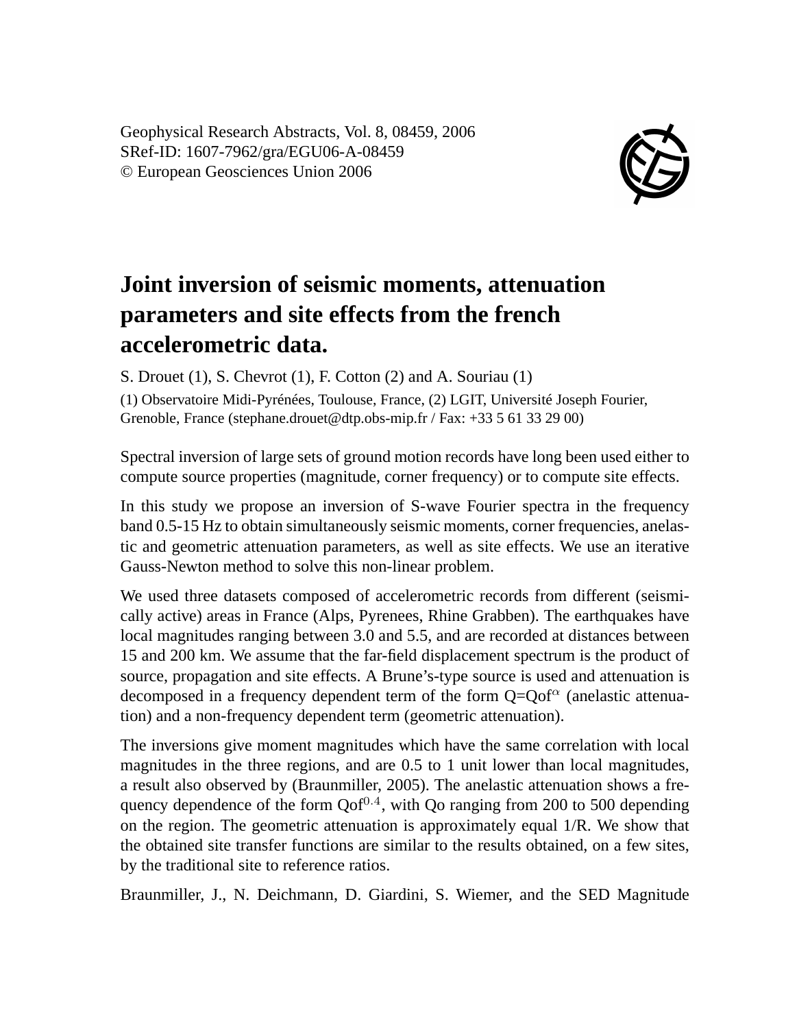Geophysical Research Abstracts, Vol. 8, 08459, 2006
SRef-ID: 1607-7962/gra/EGU06-A-08459
© European Geosciences Union 2006

# Joint inversion of seismic moments, attenuation parameters and site effects from the french accelerometric data.

S. Drouet (1), S. Chevrot (1), F. Cotton (2) and A. Souriau (1)

(1) Observatoire Midi-Pyrénées, Toulouse, France, (2) LGIT, Université Joseph Fourier, Grenoble, France (stephane.drouet@dtp.obs-mip.fr / Fax: +33 5 61 33 29 00)

Spectral inversion of large sets of ground motion records have long been used either to compute source properties (magnitude, corner frequency) or to compute site effects.

In this study we propose an inversion of S-wave Fourier spectra in the frequency band 0.5-15 Hz to obtain simultaneously seismic moments, corner frequencies, anelastic and geometric attenuation parameters, as well as site effects. We use an iterative Gauss-Newton method to solve this non-linear problem.

We used three datasets composed of accelerometric records from different (seismically active) areas in France (Alps, Pyrenees, Rhine Grabben). The earthquakes have local magnitudes ranging between 3.0 and 5.5, and are recorded at distances between 15 and 200 km. We assume that the far-field displacement spectrum is the product of source, propagation and site effects. A Brune's-type source is used and attenuation is decomposed in a frequency dependent term of the form $Q=Qof^{\alpha}$ (anelastic attenuation) and a non-frequency dependent term (geometric attenuation).

The inversions give moment magnitudes which have the same correlation with local magnitudes in the three regions, and are 0.5 to 1 unit lower than local magnitudes, a result also observed by (Braunmiller, 2005). The anelastic attenuation shows a frequency dependence of the form $Qof^{0.4}$, with Qo ranging from 200 to 500 depending on the region. The geometric attenuation is approximately equal 1/R. We show that the obtained site transfer functions are similar to the results obtained, on a few sites, by the traditional site to reference ratios.

Braunmiller, J., N. Deichmann, D. Giardini, S. Wiemer, and the SED Magnitude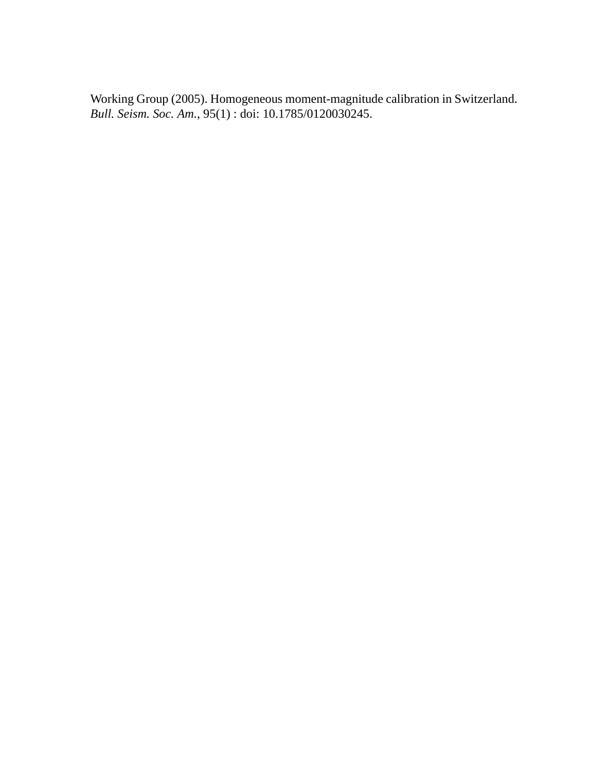Working Group (2005). Homogeneous moment-magnitude calibration in Switzerland. *Bull. Seism. Soc. Am.*, 95(1) : doi: 10.1785/0120030245.